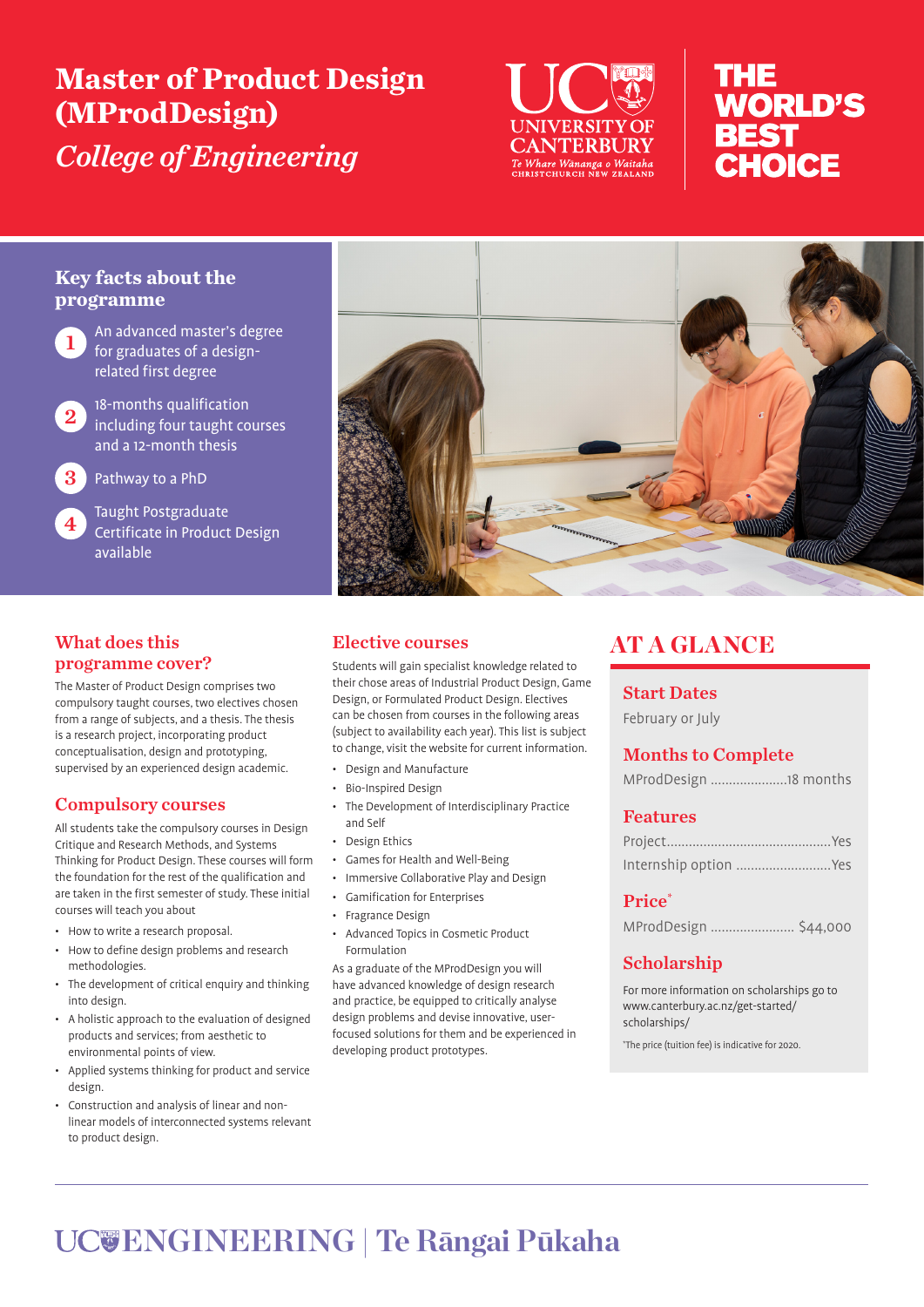# Master of Product Design (MProdDesign)

*College of Engineering*

UC UNIVERSITY OF CANTERBURY
Te Whare Wānanga o Waitaha
CHRISTCHURCH NEW ZEALAND

THE WORLD'S BEST CHOICE

## Key facts about the programme

1. An advanced master's degree for graduates of a design-related first degree
2. 18-months qualification including four taught courses and a 12-month thesis
3. Pathway to a PhD
4. Taught Postgraduate Certificate in Product Design available

## What does this programme cover?

The Master of Product Design comprises two compulsory taught courses, two electives chosen from a range of subjects, and a thesis. The thesis is a research project, incorporating product conceptualisation, design and prototyping, supervised by an experienced design academic.

## Compulsory courses

All students take the compulsory courses in Design Critique and Research Methods, and Systems Thinking for Product Design. These courses will form the foundation for the rest of the qualification and are taken in the first semester of study. These initial courses will teach you about

- How to write a research proposal.
- How to define design problems and research methodologies.
- The development of critical enquiry and thinking into design.
- A holistic approach to the evaluation of designed products and services; from aesthetic to environmental points of view.
- Applied systems thinking for product and service design.
- Construction and analysis of linear and non-linear models of interconnected systems relevant to product design.

## Elective courses

Students will gain specialist knowledge related to their chose areas of Industrial Product Design, Game Design, or Formulated Product Design. Electives can be chosen from courses in the following areas (subject to availability each year). This list is subject to change, visit the website for current information.

- Design and Manufacture
- Bio-Inspired Design
- The Development of Interdisciplinary Practice and Self
- Design Ethics
- Games for Health and Well-Being
- Immersive Collaborative Play and Design
- Gamification for Enterprises
- Fragrance Design
- Advanced Topics in Cosmetic Product Formulation

As a graduate of the MProdDesign you will have advanced knowledge of design research and practice, be equipped to critically analyse design problems and devise innovative, user-focused solutions for them and be experienced in developing product prototypes.

## AT A GLANCE

### Start Dates

February or July

### Months to Complete

MProdDesign ....................18 months

### Features

Project............................................Yes

Internship option ..........................Yes

### Price*

MProdDesign ...................... $44,000

### Scholarship

For more information on scholarships go to www.canterbury.ac.nz/get-started/scholarships/

*The price (tuition fee) is indicative for 2020.

UC ENGINEERING | Te Rāngai Pūkaha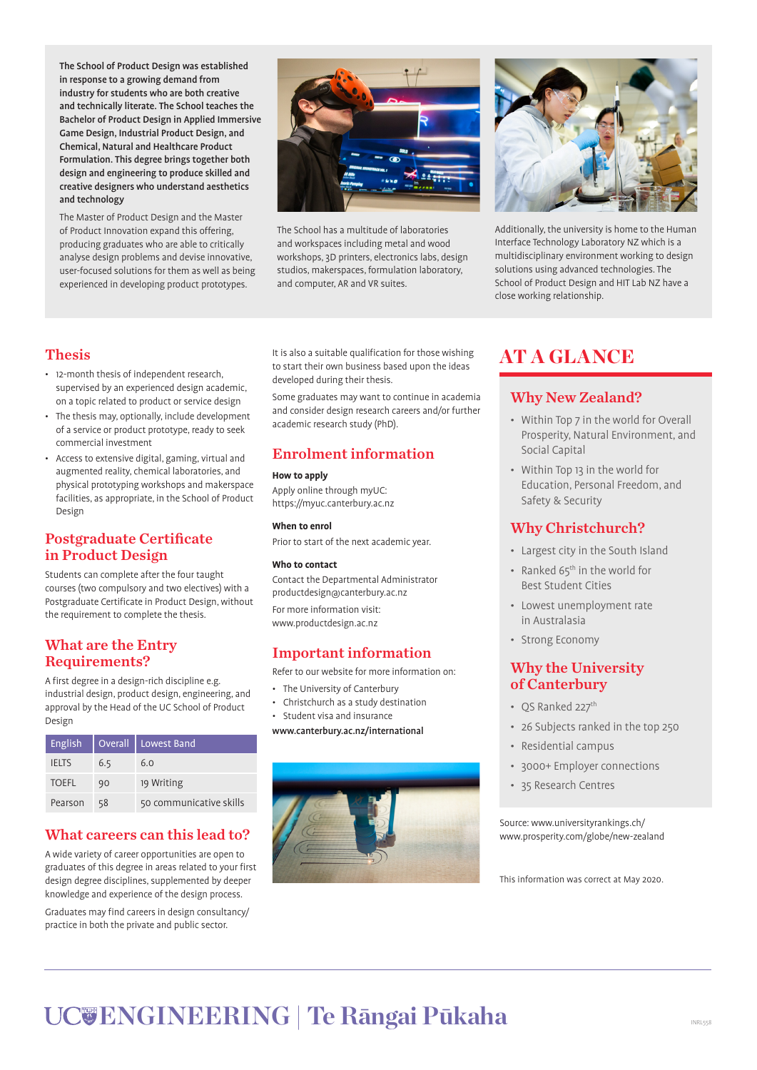**The School of Product Design was established in response to a growing demand from industry for students who are both creative and technically literate. The School teaches the Bachelor of Product Design in Applied Immersive Game Design, Industrial Product Design, and Chemical, Natural and Healthcare Product Formulation. This degree brings together both design and engineering to produce skilled and creative designers who understand aesthetics and technology**

The Master of Product Design and the Master of Product Innovation expand this offering, producing graduates who are able to critically analyse design problems and devise innovative, user-focused solutions for them as well as being experienced in developing product prototypes.

The School has a multitude of laboratories and workspaces including metal and wood workshops, 3D printers, electronics labs, design studios, makerspaces, formulation laboratory, and computer, AR and VR suites.

Additionally, the university is home to the Human Interface Technology Laboratory NZ which is a multidisciplinary environment working to design solutions using advanced technologies. The School of Product Design and HIT Lab NZ have a close working relationship.

## Thesis

- 12-month thesis of independent research, supervised by an experienced design academic, on a topic related to product or service design
- The thesis may, optionally, include development of a service or product prototype, ready to seek commercial investment
- Access to extensive digital, gaming, virtual and augmented reality, chemical laboratories, and physical prototyping workshops and makerspace facilities, as appropriate, in the School of Product Design

## Postgraduate Certificate in Product Design

Students can complete after the four taught courses (two compulsory and two electives) with a Postgraduate Certificate in Product Design, without the requirement to complete the thesis.

## What are the Entry Requirements?

A first degree in a design-rich discipline e.g. industrial design, product design, engineering, and approval by the Head of the UC School of Product Design

| English | Overall | Lowest Band |
|---|---|---|
| IELTS | 6.5 | 6.0 |
| TOEFL | 90 | 19 Writing |
| Pearson | 58 | 50 communicative skills |

## What careers can this lead to?

A wide variety of career opportunities are open to graduates of this degree in areas related to your first design degree disciplines, supplemented by deeper knowledge and experience of the design process.

Graduates may find careers in design consultancy/practice in both the private and public sector.

It is also a suitable qualification for those wishing to start their own business based upon the ideas developed during their thesis.

Some graduates may want to continue in academia and consider design research careers and/or further academic research study (PhD).

## Enrolment information

**How to apply**

Apply online through myUC: https://myuc.canterbury.ac.nz

**When to enrol**

Prior to start of the next academic year.

**Who to contact**

Contact the Departmental Administrator productdesign@canterbury.ac.nz

For more information visit: www.productdesign.ac.nz

## Important information

Refer to our website for more information on:

- The University of Canterbury
- Christchurch as a study destination
- Student visa and insurance

**www.canterbury.ac.nz/international**

# AT A GLANCE

## Why New Zealand?

- Within Top 7 in the world for Overall Prosperity, Natural Environment, and Social Capital
- Within Top 13 in the world for Education, Personal Freedom, and Safety & Security

## Why Christchurch?

- Largest city in the South Island
- Ranked 65th in the world for Best Student Cities
- Lowest unemployment rate in Australasia
- Strong Economy

## Why the University of Canterbury

- QS Ranked 227th
- 26 Subjects ranked in the top 250
- Residential campus
- 3000+ Employer connections
- 35 Research Centres

Source: www.universityrankings.ch/ www.prosperity.com/globe/new-zealand

This information was correct at May 2020.

UC ENGINEERING | Te Rāngai Pūkaha

INRL558